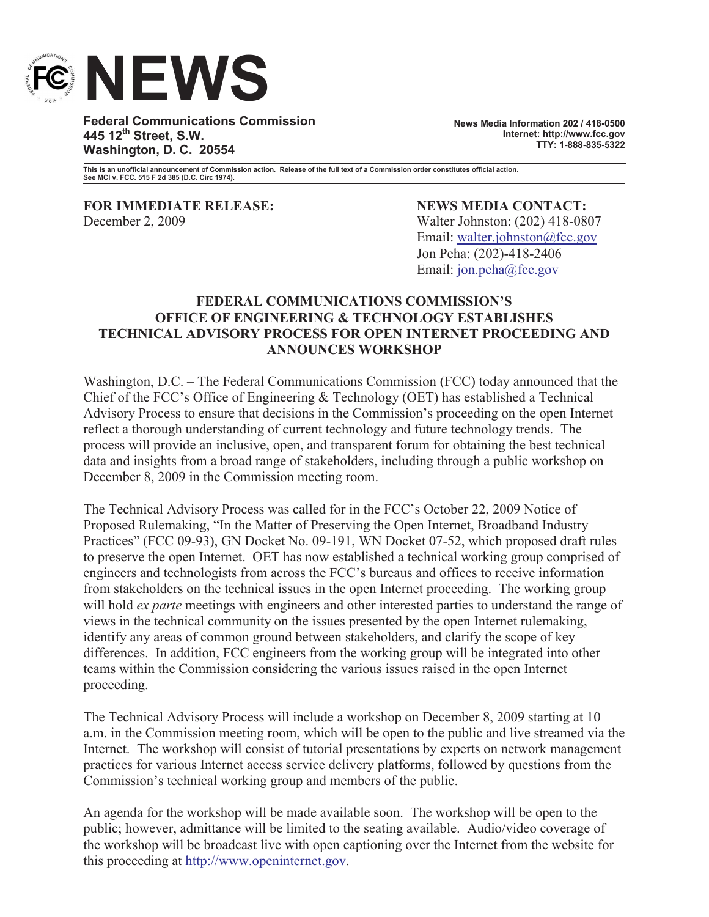# NEWS

**Federal Communications Commission**
**445 12th Street, S.W.**
**Washington, D. C. 20554**

**News Media Information 202 / 418-0500**
**Internet: http://www.fcc.gov**
**TTY: 1-888-835-5322**

**This is an unofficial announcement of Commission action. Release of the full text of a Commission order constitutes official action. See MCI v. FCC. 515 F 2d 385 (D.C. Circ 1974).**

**FOR IMMEDIATE RELEASE:**
December 2, 2009

**NEWS MEDIA CONTACT:**
Walter Johnston: (202) 418-0807
Email: walter.johnston@fcc.gov
Jon Peha: (202)-418-2406
Email: jon.peha@fcc.gov

## FEDERAL COMMUNICATIONS COMMISSION'S OFFICE OF ENGINEERING & TECHNOLOGY ESTABLISHES TECHNICAL ADVISORY PROCESS FOR OPEN INTERNET PROCEEDING AND ANNOUNCES WORKSHOP

Washington, D.C. – The Federal Communications Commission (FCC) today announced that the Chief of the FCC's Office of Engineering & Technology (OET) has established a Technical Advisory Process to ensure that decisions in the Commission's proceeding on the open Internet reflect a thorough understanding of current technology and future technology trends. The process will provide an inclusive, open, and transparent forum for obtaining the best technical data and insights from a broad range of stakeholders, including through a public workshop on December 8, 2009 in the Commission meeting room.

The Technical Advisory Process was called for in the FCC's October 22, 2009 Notice of Proposed Rulemaking, "In the Matter of Preserving the Open Internet, Broadband Industry Practices" (FCC 09-93), GN Docket No. 09-191, WN Docket 07-52, which proposed draft rules to preserve the open Internet. OET has now established a technical working group comprised of engineers and technologists from across the FCC's bureaus and offices to receive information from stakeholders on the technical issues in the open Internet proceeding. The working group will hold *ex parte* meetings with engineers and other interested parties to understand the range of views in the technical community on the issues presented by the open Internet rulemaking, identify any areas of common ground between stakeholders, and clarify the scope of key differences. In addition, FCC engineers from the working group will be integrated into other teams within the Commission considering the various issues raised in the open Internet proceeding.

The Technical Advisory Process will include a workshop on December 8, 2009 starting at 10 a.m. in the Commission meeting room, which will be open to the public and live streamed via the Internet. The workshop will consist of tutorial presentations by experts on network management practices for various Internet access service delivery platforms, followed by questions from the Commission's technical working group and members of the public.

An agenda for the workshop will be made available soon. The workshop will be open to the public; however, admittance will be limited to the seating available. Audio/video coverage of the workshop will be broadcast live with open captioning over the Internet from the website for this proceeding at http://www.openinternet.gov.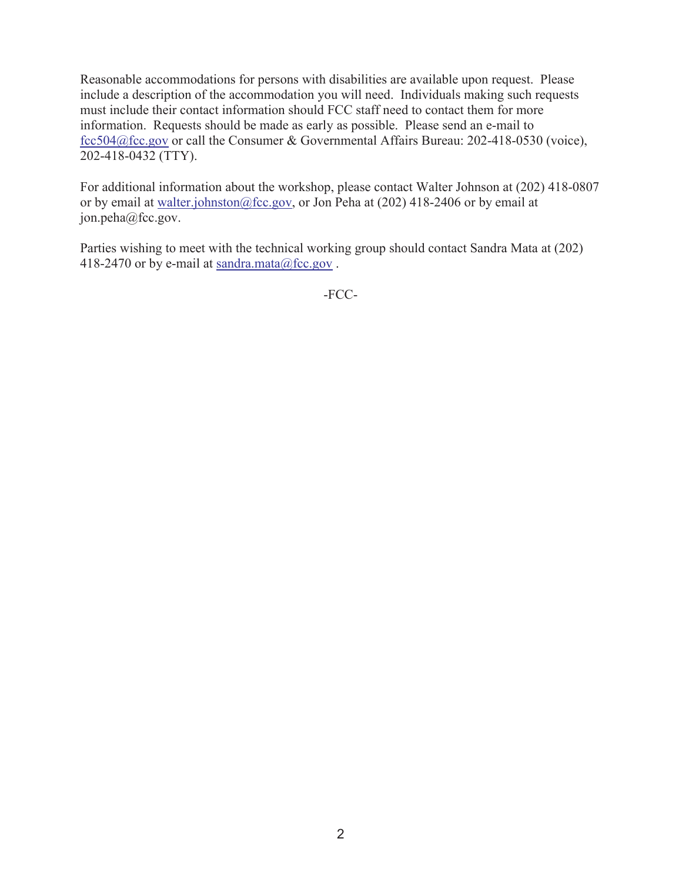Reasonable accommodations for persons with disabilities are available upon request. Please include a description of the accommodation you will need. Individuals making such requests must include their contact information should FCC staff need to contact them for more information. Requests should be made as early as possible. Please send an e-mail to fcc504@fcc.gov or call the Consumer & Governmental Affairs Bureau: 202-418-0530 (voice), 202-418-0432 (TTY).

For additional information about the workshop, please contact Walter Johnson at (202) 418-0807 or by email at walter.johnston@fcc.gov, or Jon Peha at (202) 418-2406 or by email at jon.peha@fcc.gov.

Parties wishing to meet with the technical working group should contact Sandra Mata at (202) 418-2470 or by e-mail at sandra.mata@fcc.gov .

-FCC-